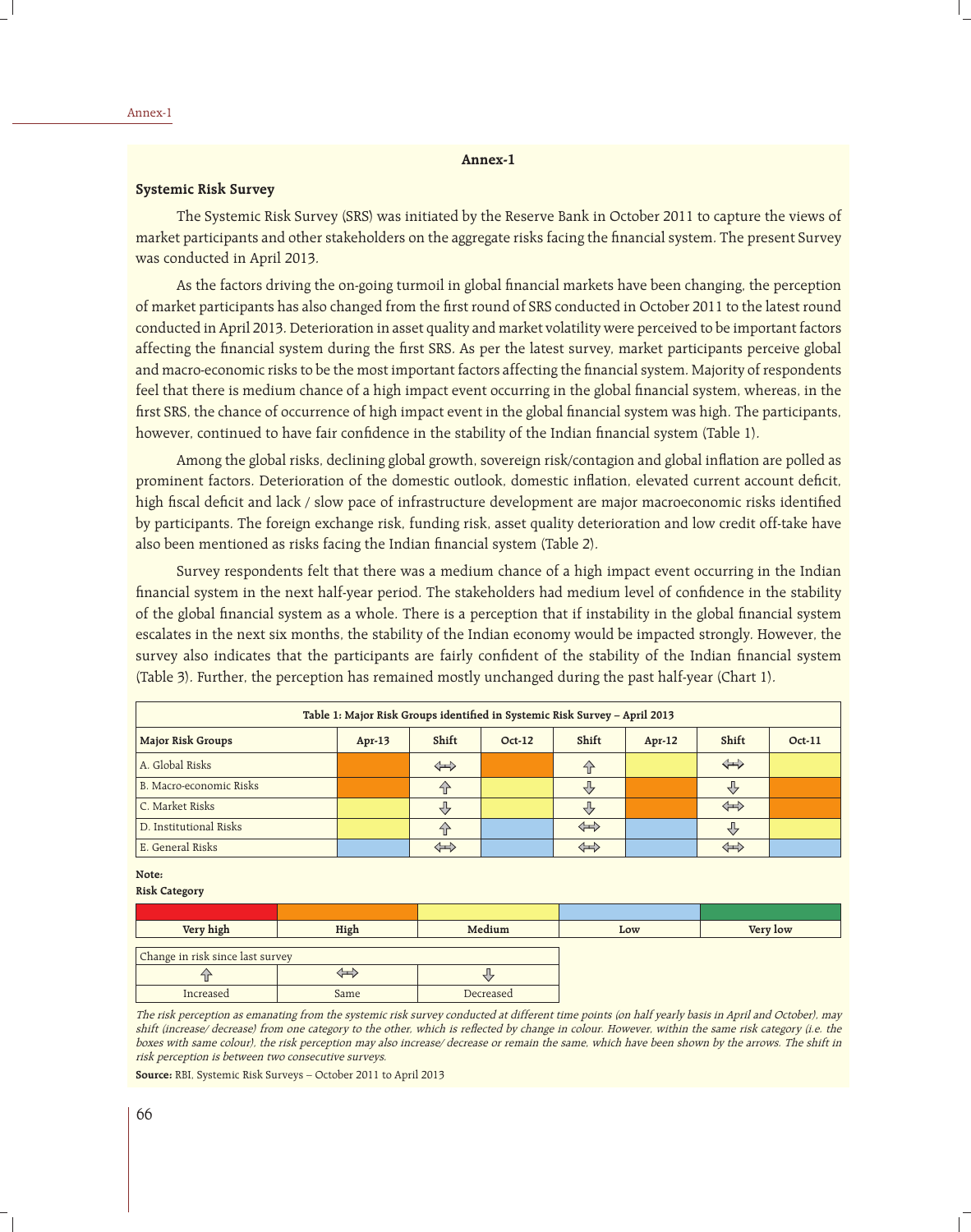## Annex-1

### Systemic Risk Survey

The Systemic Risk Survey (SRS) was initiated by the Reserve Bank in October 2011 to capture the views of market participants and other stakeholders on the aggregate risks facing the financial system. The present Survey was conducted in April 2013.

As the factors driving the on-going turmoil in global financial markets have been changing, the perception of market participants has also changed from the first round of SRS conducted in October 2011 to the latest round conducted in April 2013. Deterioration in asset quality and market volatility were perceived to be important factors affecting the financial system during the first SRS. As per the latest survey, market participants perceive global and macro-economic risks to be the most important factors affecting the financial system. Majority of respondents feel that there is medium chance of a high impact event occurring in the global financial system, whereas, in the first SRS, the chance of occurrence of high impact event in the global financial system was high. The participants, however, continued to have fair confidence in the stability of the Indian financial system (Table 1).

Among the global risks, declining global growth, sovereign risk/contagion and global inflation are polled as prominent factors. Deterioration of the domestic outlook, domestic inflation, elevated current account deficit, high fiscal deficit and lack / slow pace of infrastructure development are major macroeconomic risks identified by participants. The foreign exchange risk, funding risk, asset quality deterioration and low credit off-take have also been mentioned as risks facing the Indian financial system (Table 2).

Survey respondents felt that there was a medium chance of a high impact event occurring in the Indian financial system in the next half-year period. The stakeholders had medium level of confidence in the stability of the global financial system as a whole. There is a perception that if instability in the global financial system escalates in the next six months, the stability of the Indian economy would be impacted strongly. However, the survey also indicates that the participants are fairly confident of the stability of the Indian financial system (Table 3). Further, the perception has remained mostly unchanged during the past half-year (Chart 1).

**Table 1: Major Risk Groups identified in Systemic Risk Survey – April 2013**

| Major Risk Groups | Apr-13 | Shift | Oct-12 | Shift | Apr-12 | Shift | Oct-11 |
|---|---|---|---|---|---|---|---|
| A. Global Risks | High | ⇔ | High | ⇧ | Medium | ⇔ | Medium |
| B. Macro-economic Risks | High | ⇧ | Medium | ⇩ | High | ⇩ | High |
| C. Market Risks | Medium | ⇩ | Medium | ⇩ | High | ⇔ | High |
| D. Institutional Risks | Medium | ⇧ | Low | ⇔ | Low | ⇩ | Medium |
| E. General Risks | Low | ⇔ | Low | ⇔ | Low | ⇔ | Low |

**Note:**

**Risk Category**

| Very high | High | Medium | Low | Very low |
|---|---|---|---|---|

| Change in risk since last survey | | |
|---|---|---|
| ⇧ | ⇔ | ⇩ |
| Increased | Same | Decreased |

*The risk perception as emanating from the systemic risk survey conducted at different time points (on half yearly basis in April and October), may shift (increase/ decrease) from one category to the other, which is reflected by change in colour. However, within the same risk category (i.e. the boxes with same colour), the risk perception may also increase/ decrease or remain the same, which have been shown by the arrows. The shift in risk perception is between two consecutive surveys.*

**Source:** RBI, Systemic Risk Surveys – October 2011 to April 2013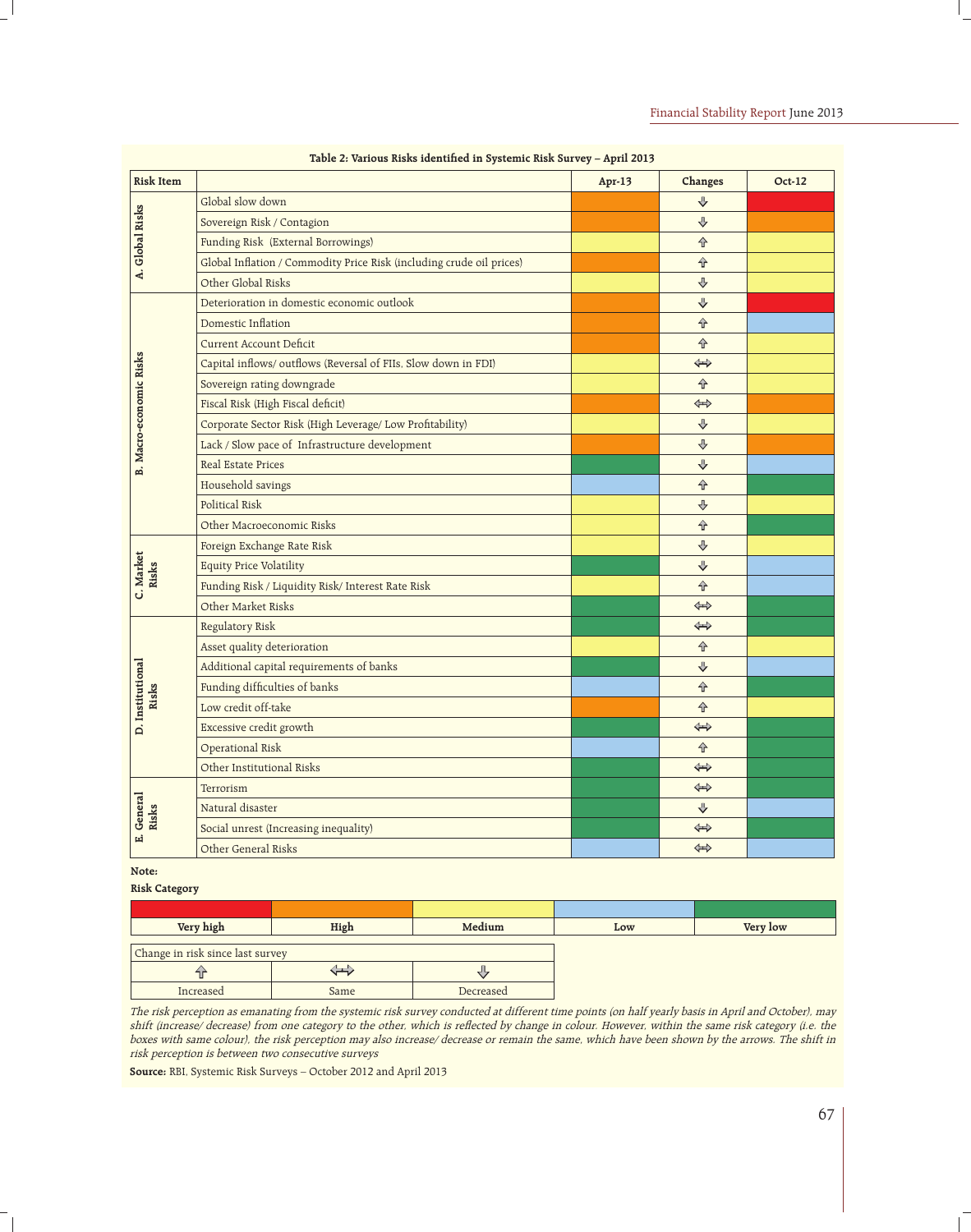**Table 2: Various Risks identified in Systemic Risk Survey – April 2013**

| Risk Item | | Apr-13 | Changes | Oct-12 |
|---|---|---|---|---|
| A. Global Risks | Global slow down | High | ⇩ | Very high |
| | Sovereign Risk / Contagion | High | ⇩ | High |
| | Funding Risk (External Borrowings) | Medium | ⇧ | Medium |
| | Global Inflation / Commodity Price Risk (including crude oil prices) | High | ⇧ | Medium |
| | Other Global Risks | Medium | ⇩ | Medium |
| B. Macro-economic Risks | Deterioration in domestic economic outlook | High | ⇩ | Very high |
| | Domestic Inflation | High | ⇧ | Low |
| | Current Account Deficit | High | ⇧ | Medium |
| | Capital inflows/ outflows (Reversal of FIIs, Slow down in FDI) | Medium | ⇔ | Medium |
| | Sovereign rating downgrade | Medium | ⇧ | Medium |
| | Fiscal Risk (High Fiscal deficit) | High | ⇔ | High |
| | Corporate Sector Risk (High Leverage/ Low Profitability) | Medium | ⇩ | Medium |
| | Lack / Slow pace of Infrastructure development | High | ⇩ | High |
| | Real Estate Prices | Very low | ⇩ | Low |
| | Household savings | Low | ⇧ | Very low |
| | Political Risk | Medium | ⇩ | Medium |
| | Other Macroeconomic Risks | Medium | ⇧ | Very low |
| C. Market Risks | Foreign Exchange Rate Risk | Medium | ⇩ | Medium |
| | Equity Price Volatility | Very low | ⇩ | Low |
| | Funding Risk / Liquidity Risk/ Interest Rate Risk | Medium | ⇧ | Low |
| | Other Market Risks | Very low | ⇔ | Very low |
| D. Institutional Risks | Regulatory Risk | Very low | ⇔ | Very low |
| | Asset quality deterioration | Medium | ⇧ | Medium |
| | Additional capital requirements of banks | Very low | ⇩ | Low |
| | Funding difficulties of banks | Low | ⇧ | Very low |
| | Low credit off-take | High | ⇧ | Medium |
| | Excessive credit growth | Very low | ⇔ | Very low |
| | Operational Risk | Low | ⇧ | Very low |
| | Other Institutional Risks | Very low | ⇔ | Very low |
| E. General Risks | Terrorism | Very low | ⇔ | Very low |
| | Natural disaster | Very low | ⇩ | Low |
| | Social unrest (Increasing inequality) | Very low | ⇔ | Very low |
| | Other General Risks | Low | ⇔ | Low |

**Note:**

**Risk Category**

| Very high | High | Medium | Low | Very low |
|---|---|---|---|---|

| Change in risk since last survey | | |
|---|---|---|
| ⇧ | ⇔ | ⇩ |
| Increased | Same | Decreased |

*The risk perception as emanating from the systemic risk survey conducted at different time points (on half yearly basis in April and October), may shift (increase/ decrease) from one category to the other, which is reflected by change in colour. However, within the same risk category (i.e. the boxes with same colour), the risk perception may also increase/ decrease or remain the same, which have been shown by the arrows. The shift in risk perception is between two consecutive surveys*

**Source:** RBI, Systemic Risk Surveys – October 2012 and April 2013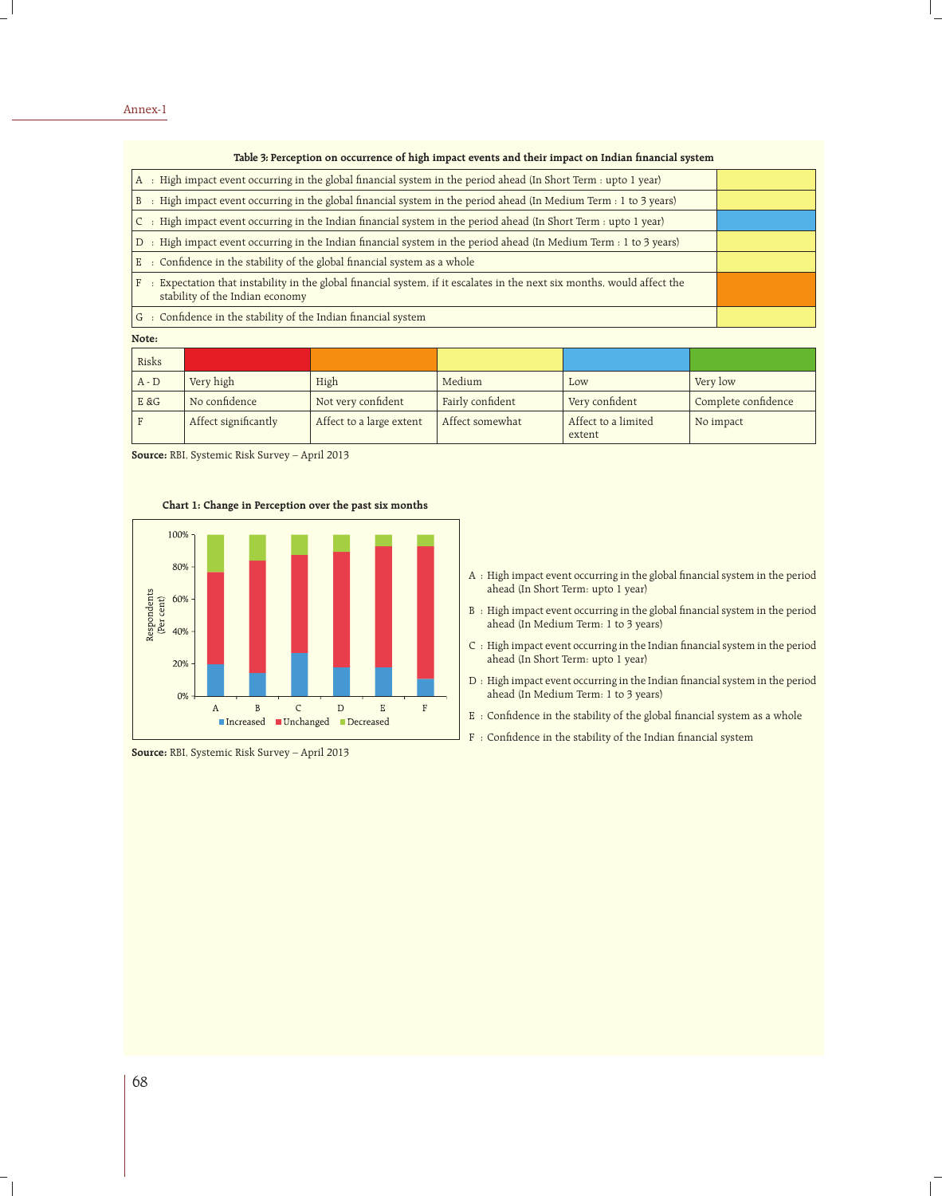Annex-1

**Table 3: Perception on occurrence of high impact events and their impact on Indian financial system**

| | | |
|---|---|---|
| A | : High impact event occurring in the global financial system in the period ahead (In Short Term : upto 1 year) | |
| B | : High impact event occurring in the global financial system in the period ahead (In Medium Term : 1 to 3 years) | |
| C | : High impact event occurring in the Indian financial system in the period ahead (In Short Term : upto 1 year) | |
| D | : High impact event occurring in the Indian financial system in the period ahead (In Medium Term : 1 to 3 years) | |
| E | : Confidence in the stability of the global financial system as a whole | |
| F | : Expectation that instability in the global financial system, if it escalates in the next six months, would affect the stability of the Indian economy | |
| G | : Confidence in the stability of the Indian financial system | |

**Note:**

| Risks | | | | | |
|---|---|---|---|---|---|
| A - D | Very high | High | Medium | Low | Very low |
| E &G | No confidence | Not very confident | Fairly confident | Very confident | Complete confidence |
| F | Affect significantly | Affect to a large extent | Affect somewhat | Affect to a limited extent | No impact |

**Source:** RBI, Systemic Risk Survey – April 2013

**Chart 1: Change in Perception over the past six months**

Respondents (Per cent)

100%
80%
60%
40%
20%
0%

A B C D E F

Increased Unchanged Decreased

**Source:** RBI, Systemic Risk Survey – April 2013

A : High impact event occurring in the global financial system in the period ahead (In Short Term: upto 1 year)

B : High impact event occurring in the global financial system in the period ahead (In Medium Term: 1 to 3 years)

C : High impact event occurring in the Indian financial system in the period ahead (In Short Term: upto 1 year)

D : High impact event occurring in the Indian financial system in the period ahead (In Medium Term: 1 to 3 years)

E : Confidence in the stability of the global financial system as a whole

F : Confidence in the stability of the Indian financial system